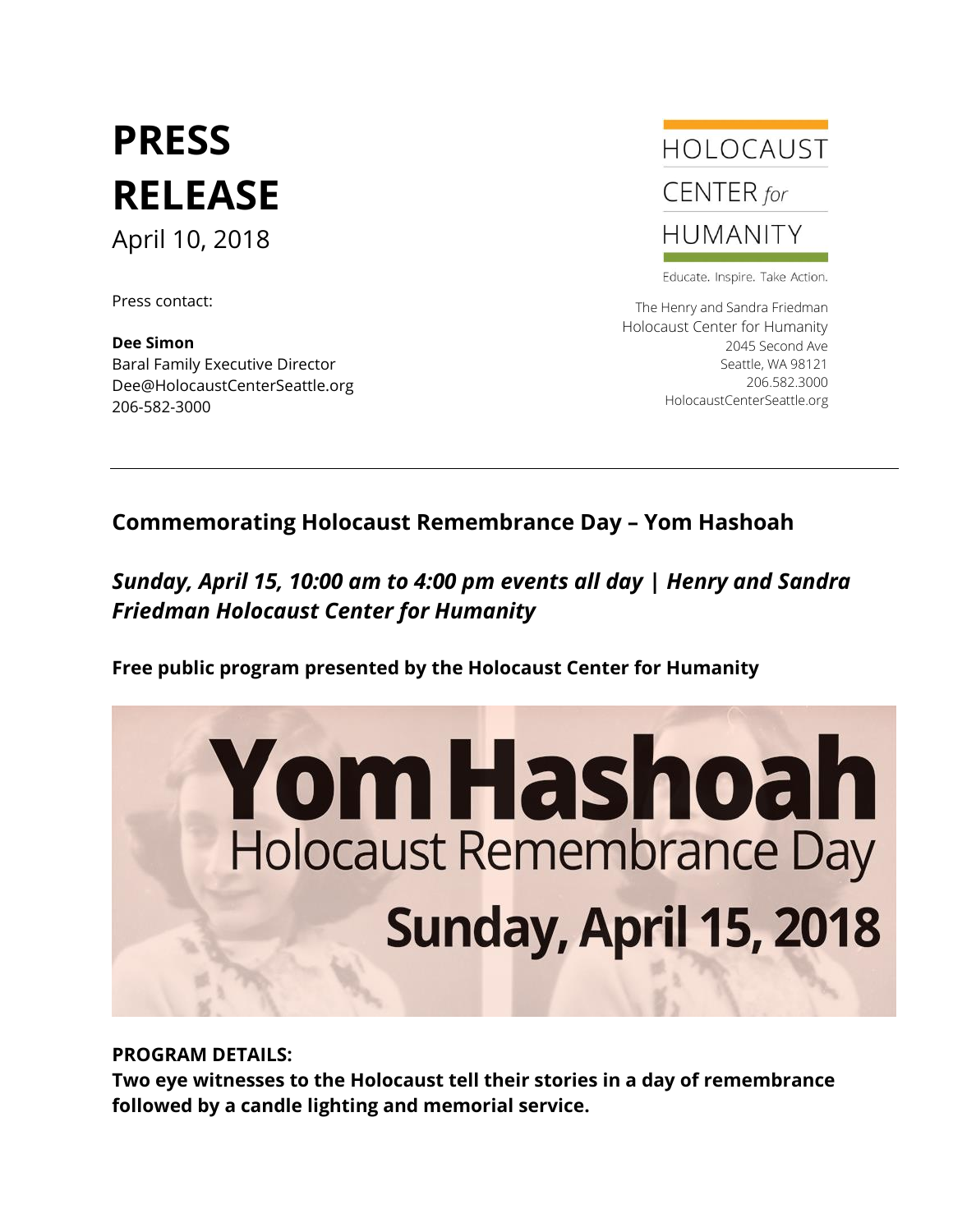# PRESS RELEASE

April 10, 2018

Press contact:

**Dee Simon**
Baral Family Executive Director
Dee@HolocaustCenterSeattle.org
206-582-3000

HOLOCAUST CENTER *for* HUMANITY

Educate. Inspire. Take Action.

The Henry and Sandra Friedman
Holocaust Center for Humanity
2045 Second Ave
Seattle, WA 98121
206.582.3000
HolocaustCenterSeattle.org

---

## Commemorating Holocaust Remembrance Day – Yom Hashoah

***Sunday, April 15, 10:00 am to 4:00 pm events all day | Henry and Sandra Friedman Holocaust Center for Humanity***

**Free public program presented by the Holocaust Center for Humanity**

Yom Hashoah
Holocaust Remembrance Day
Sunday, April 15, 2018

**PROGRAM DETAILS:**
**Two eye witnesses to the Holocaust tell their stories in a day of remembrance followed by a candle lighting and memorial service.**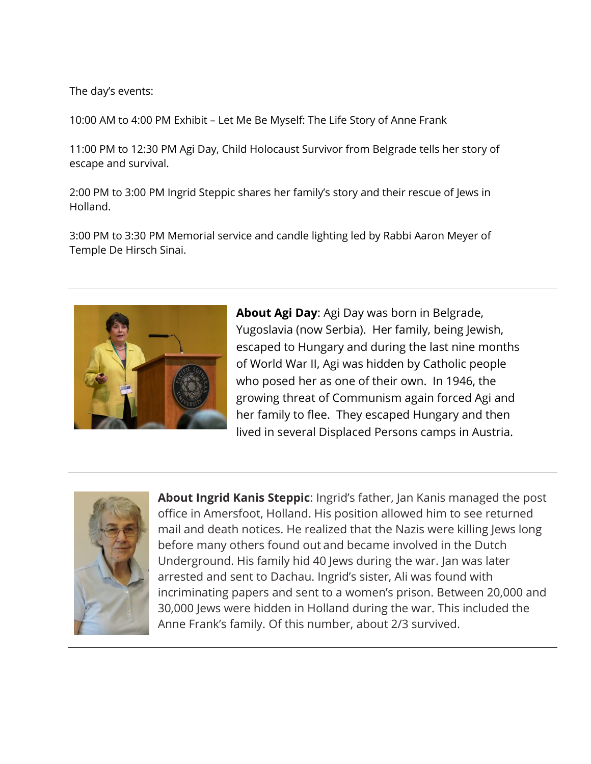The day's events:

10:00 AM to 4:00 PM Exhibit – Let Me Be Myself: The Life Story of Anne Frank

11:00 PM to 12:30 PM Agi Day, Child Holocaust Survivor from Belgrade tells her story of escape and survival.

2:00 PM to 3:00 PM Ingrid Steppic shares her family's story and their rescue of Jews in Holland.

3:00 PM to 3:30 PM Memorial service and candle lighting led by Rabbi Aaron Meyer of Temple De Hirsch Sinai.

---

**About Agi Day**: Agi Day was born in Belgrade, Yugoslavia (now Serbia). Her family, being Jewish, escaped to Hungary and during the last nine months of World War II, Agi was hidden by Catholic people who posed her as one of their own. In 1946, the growing threat of Communism again forced Agi and her family to flee. They escaped Hungary and then lived in several Displaced Persons camps in Austria.

---

**About Ingrid Kanis Steppic**: Ingrid's father, Jan Kanis managed the post office in Amersfoot, Holland. His position allowed him to see returned mail and death notices. He realized that the Nazis were killing Jews long before many others found out and became involved in the Dutch Underground. His family hid 40 Jews during the war. Jan was later arrested and sent to Dachau. Ingrid's sister, Ali was found with incriminating papers and sent to a women's prison. Between 20,000 and 30,000 Jews were hidden in Holland during the war. This included the Anne Frank's family. Of this number, about 2/3 survived.

---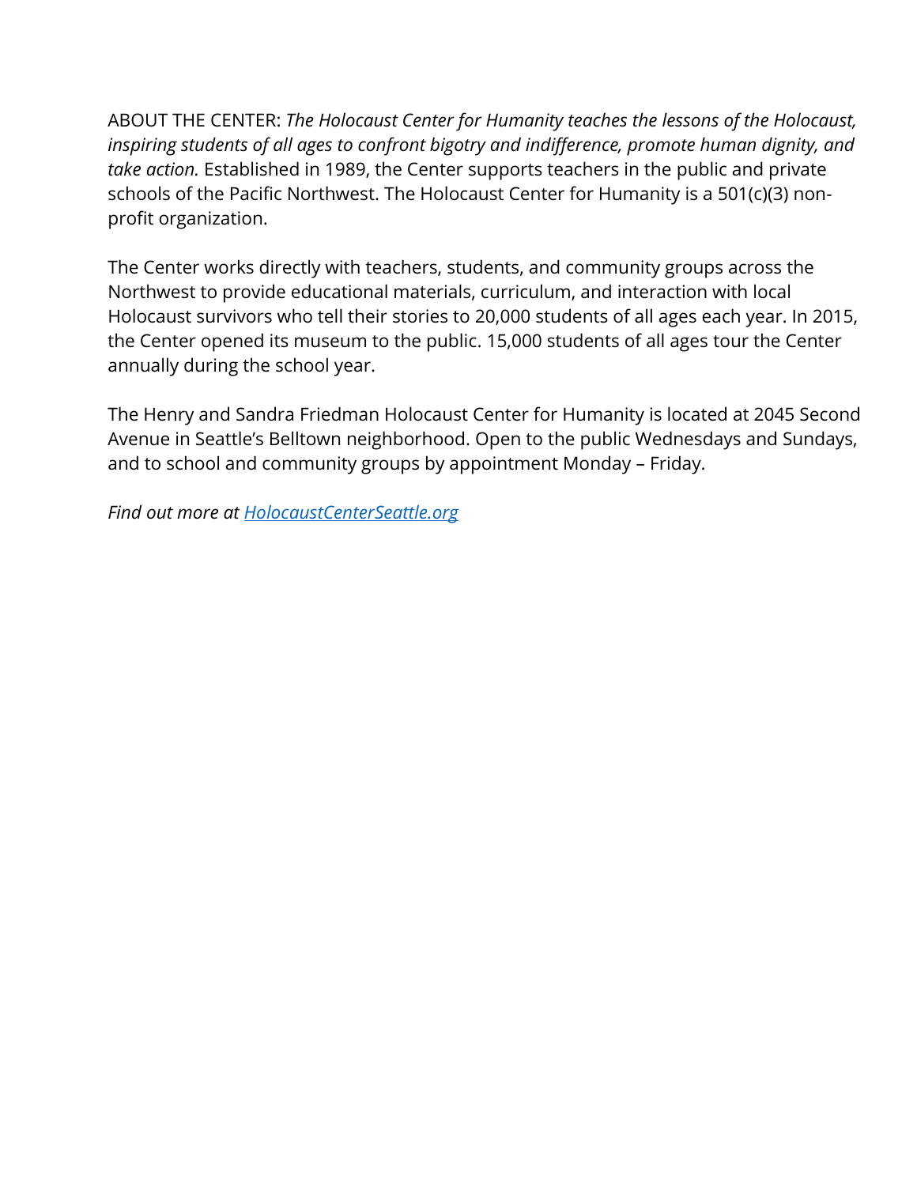ABOUT THE CENTER: *The Holocaust Center for Humanity teaches the lessons of the Holocaust, inspiring students of all ages to confront bigotry and indifference, promote human dignity, and take action.* Established in 1989, the Center supports teachers in the public and private schools of the Pacific Northwest. The Holocaust Center for Humanity is a 501(c)(3) non-profit organization.

The Center works directly with teachers, students, and community groups across the Northwest to provide educational materials, curriculum, and interaction with local Holocaust survivors who tell their stories to 20,000 students of all ages each year. In 2015, the Center opened its museum to the public. 15,000 students of all ages tour the Center annually during the school year.

The Henry and Sandra Friedman Holocaust Center for Humanity is located at 2045 Second Avenue in Seattle's Belltown neighborhood. Open to the public Wednesdays and Sundays, and to school and community groups by appointment Monday – Friday.

*Find out more at [HolocaustCenterSeattle.org](HolocaustCenterSeattle.org)*